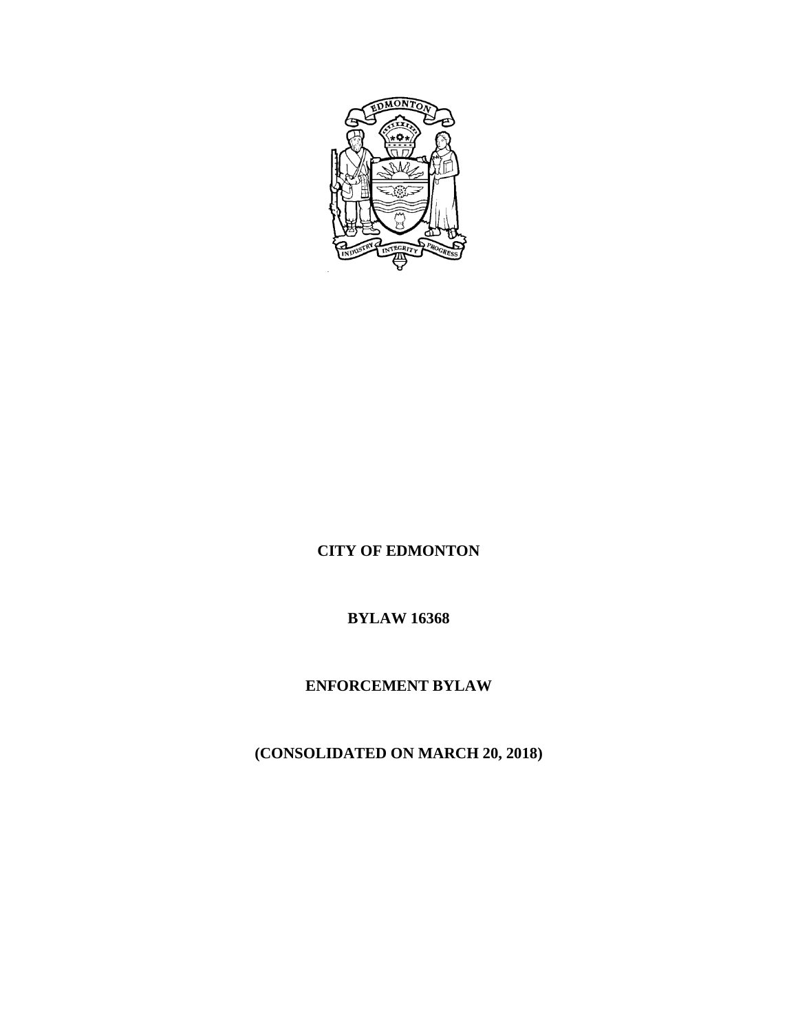**CITY OF EDMONTON**

**BYLAW 16368**

**ENFORCEMENT BYLAW**

**(CONSOLIDATED ON MARCH 20, 2018)**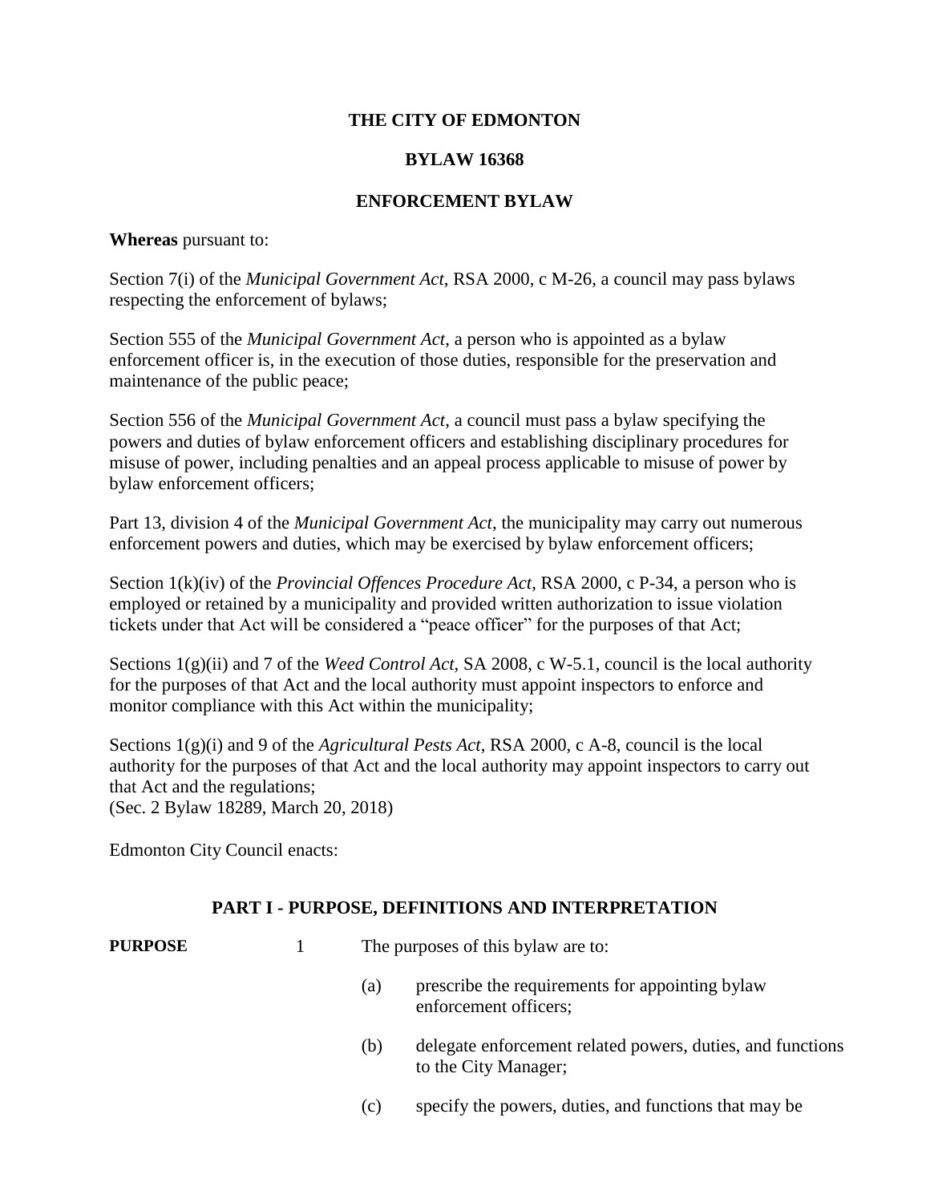**THE CITY OF EDMONTON**

**BYLAW 16368**

**ENFORCEMENT BYLAW**

**Whereas** pursuant to:

Section 7(i) of the *Municipal Government Act*, RSA 2000, c M-26, a council may pass bylaws respecting the enforcement of bylaws;

Section 555 of the *Municipal Government Act*, a person who is appointed as a bylaw enforcement officer is, in the execution of those duties, responsible for the preservation and maintenance of the public peace;

Section 556 of the *Municipal Government Act*, a council must pass a bylaw specifying the powers and duties of bylaw enforcement officers and establishing disciplinary procedures for misuse of power, including penalties and an appeal process applicable to misuse of power by bylaw enforcement officers;

Part 13, division 4 of the *Municipal Government Act*, the municipality may carry out numerous enforcement powers and duties, which may be exercised by bylaw enforcement officers;

Section 1(k)(iv) of the *Provincial Offences Procedure Act*, RSA 2000, c P-34, a person who is employed or retained by a municipality and provided written authorization to issue violation tickets under that Act will be considered a "peace officer" for the purposes of that Act;

Sections 1(g)(ii) and 7 of the *Weed Control Act*, SA 2008, c W-5.1, council is the local authority for the purposes of that Act and the local authority must appoint inspectors to enforce and monitor compliance with this Act within the municipality;

Sections 1(g)(i) and 9 of the *Agricultural Pests Act*, RSA 2000, c A-8, council is the local authority for the purposes of that Act and the local authority may appoint inspectors to carry out that Act and the regulations;
(Sec. 2 Bylaw 18289, March 20, 2018)

Edmonton City Council enacts:

## PART I - PURPOSE, DEFINITIONS AND INTERPRETATION

**PURPOSE** 1 The purposes of this bylaw are to:

(a) prescribe the requirements for appointing bylaw enforcement officers;

(b) delegate enforcement related powers, duties, and functions to the City Manager;

(c) specify the powers, duties, and functions that may be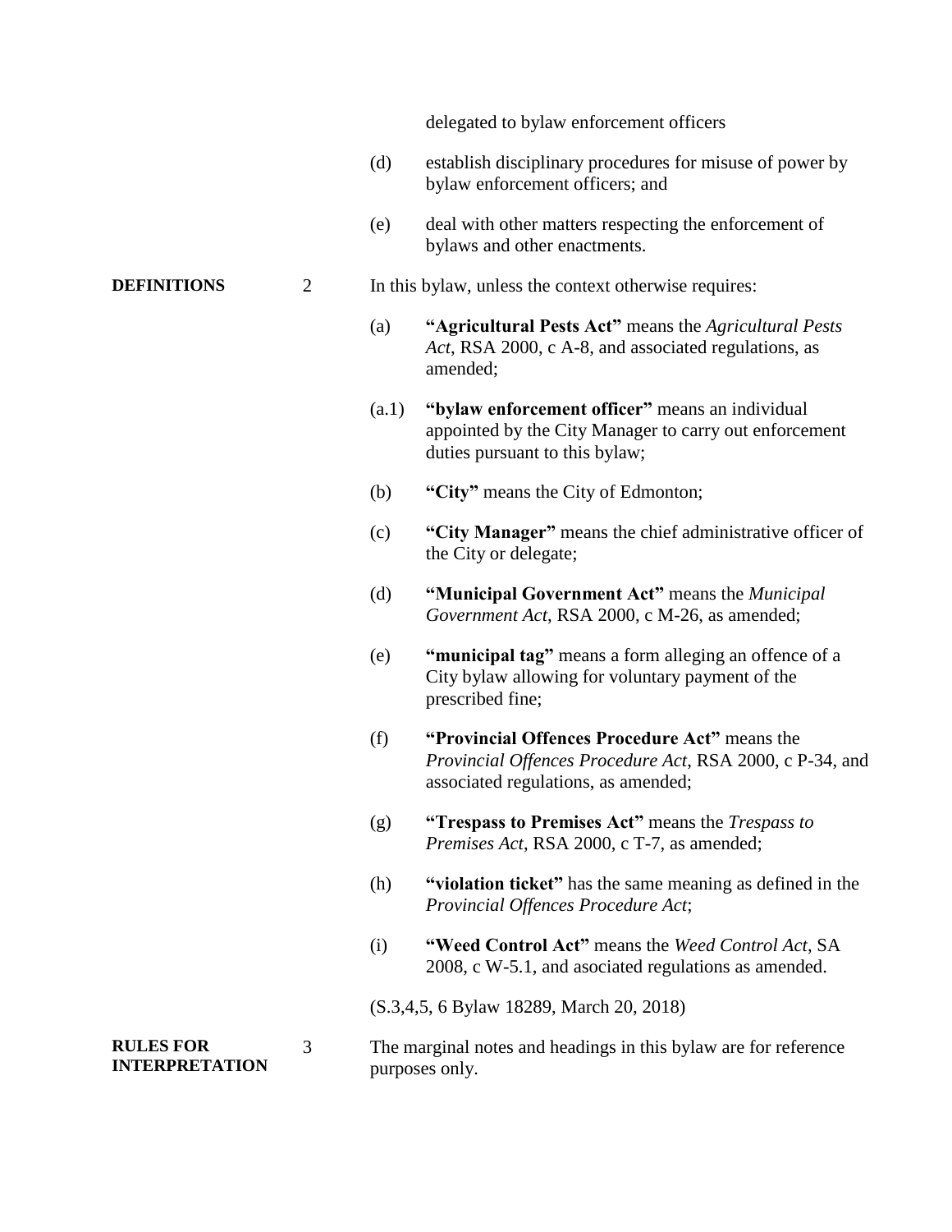delegated to bylaw enforcement officers

(d) establish disciplinary procedures for misuse of power by bylaw enforcement officers; and

(e) deal with other matters respecting the enforcement of bylaws and other enactments.

**DEFINITIONS**

2 In this bylaw, unless the context otherwise requires:

(a) **"Agricultural Pests Act"** means the *Agricultural Pests Act*, RSA 2000, c A-8, and associated regulations, as amended;

(a.1) **"bylaw enforcement officer"** means an individual appointed by the City Manager to carry out enforcement duties pursuant to this bylaw;

(b) **"City"** means the City of Edmonton;

(c) **"City Manager"** means the chief administrative officer of the City or delegate;

(d) **"Municipal Government Act"** means the *Municipal Government Act*, RSA 2000, c M-26, as amended;

(e) **"municipal tag"** means a form alleging an offence of a City bylaw allowing for voluntary payment of the prescribed fine;

(f) **"Provincial Offences Procedure Act"** means the *Provincial Offences Procedure Act*, RSA 2000, c P-34, and associated regulations, as amended;

(g) **"Trespass to Premises Act"** means the *Trespass to Premises Act*, RSA 2000, c T-7, as amended;

(h) **"violation ticket"** has the same meaning as defined in the *Provincial Offences Procedure Act*;

(i) **"Weed Control Act"** means the *Weed Control Act*, SA 2008, c W-5.1, and asociated regulations as amended.

(S.3,4,5, 6 Bylaw 18289, March 20, 2018)

**RULES FOR INTERPRETATION**

3 The marginal notes and headings in this bylaw are for reference purposes only.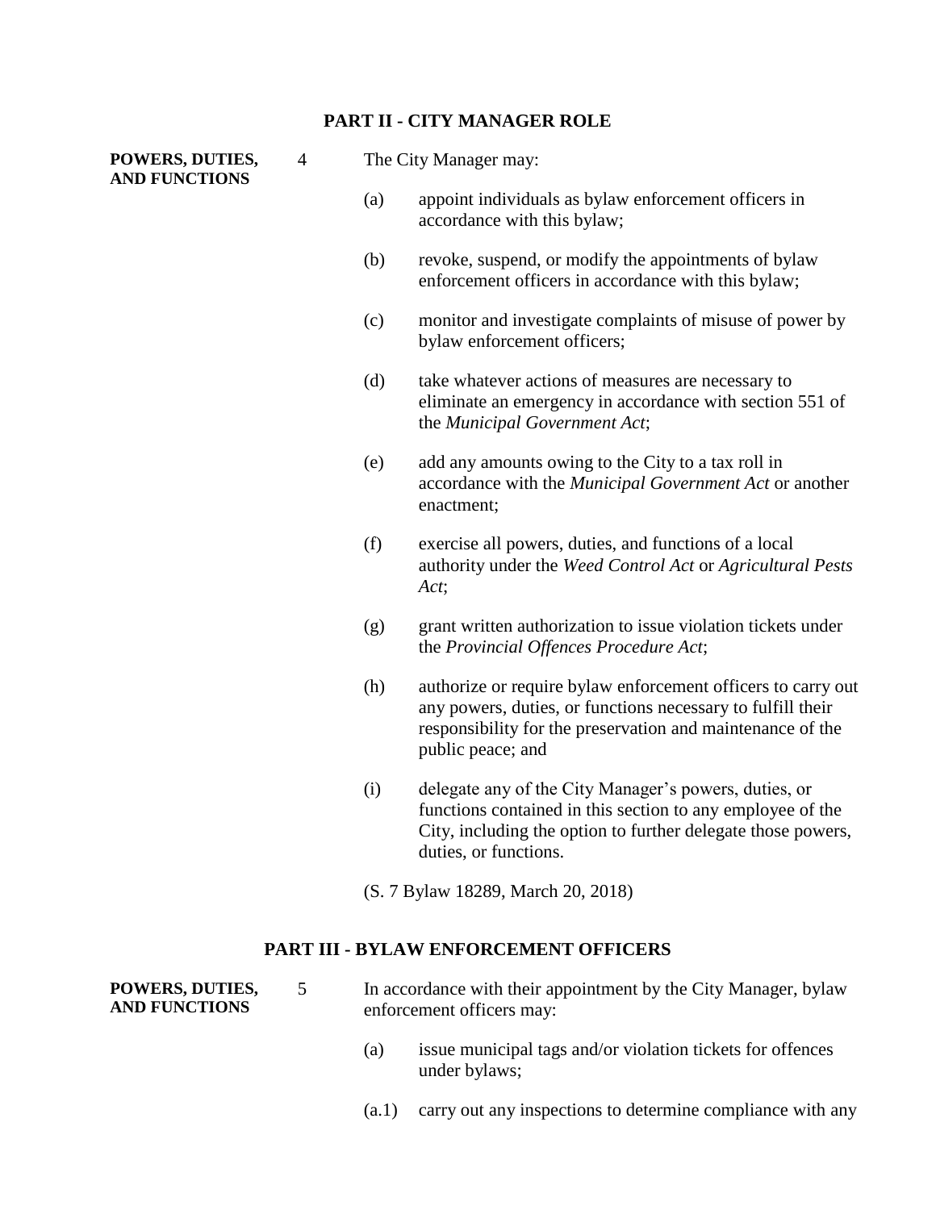## PART II - CITY MANAGER ROLE

**POWERS, DUTIES, AND FUNCTIONS**

4 The City Manager may:

(a) appoint individuals as bylaw enforcement officers in accordance with this bylaw;

(b) revoke, suspend, or modify the appointments of bylaw enforcement officers in accordance with this bylaw;

(c) monitor and investigate complaints of misuse of power by bylaw enforcement officers;

(d) take whatever actions of measures are necessary to eliminate an emergency in accordance with section 551 of the *Municipal Government Act*;

(e) add any amounts owing to the City to a tax roll in accordance with the *Municipal Government Act* or another enactment;

(f) exercise all powers, duties, and functions of a local authority under the *Weed Control Act* or *Agricultural Pests Act*;

(g) grant written authorization to issue violation tickets under the *Provincial Offences Procedure Act*;

(h) authorize or require bylaw enforcement officers to carry out any powers, duties, or functions necessary to fulfill their responsibility for the preservation and maintenance of the public peace; and

(i) delegate any of the City Manager's powers, duties, or functions contained in this section to any employee of the City, including the option to further delegate those powers, duties, or functions.

(S. 7 Bylaw 18289, March 20, 2018)

## PART III - BYLAW ENFORCEMENT OFFICERS

**POWERS, DUTIES, AND FUNCTIONS**

5 In accordance with their appointment by the City Manager, bylaw enforcement officers may:

(a) issue municipal tags and/or violation tickets for offences under bylaws;

(a.1) carry out any inspections to determine compliance with any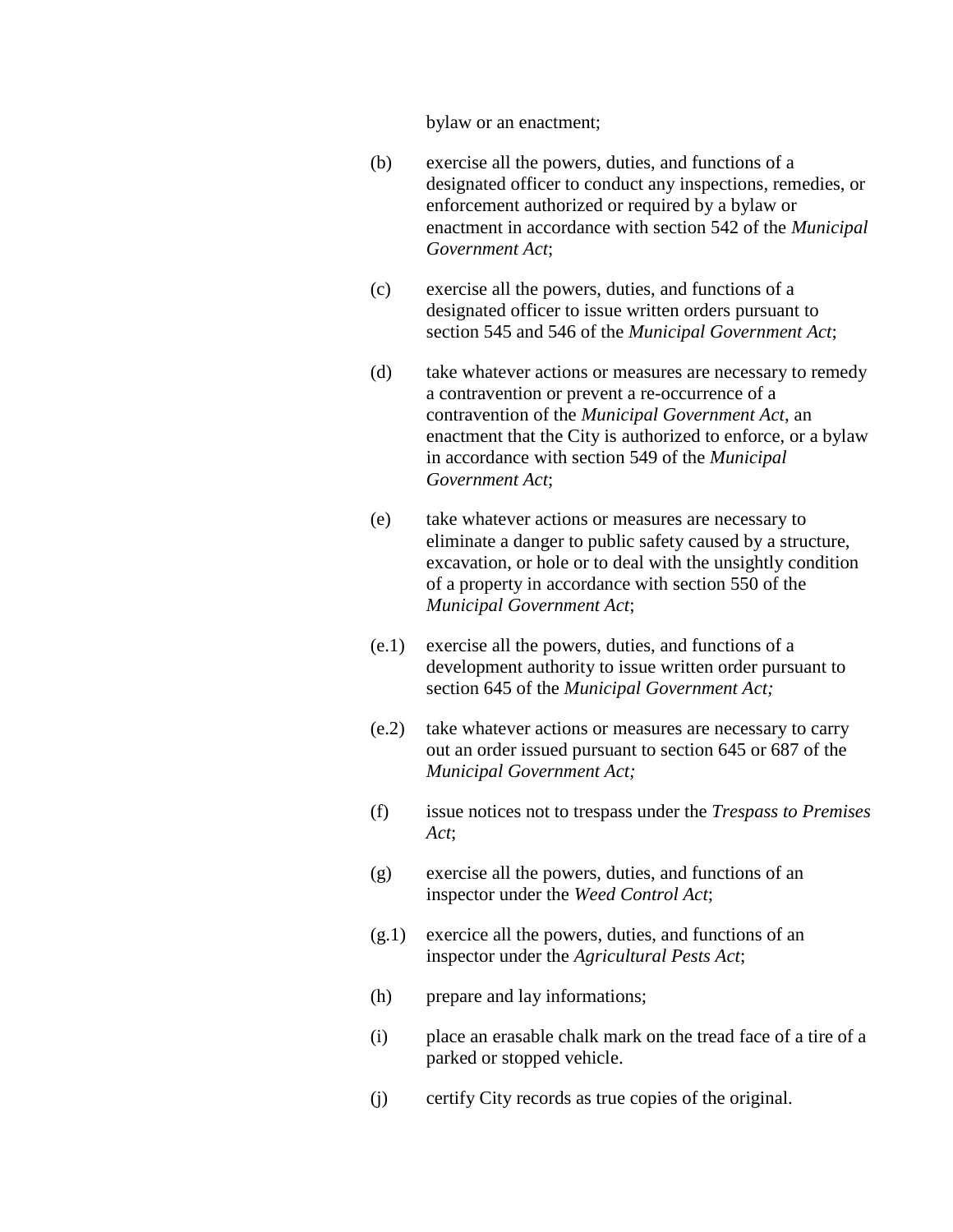bylaw or an enactment;

(b) exercise all the powers, duties, and functions of a designated officer to conduct any inspections, remedies, or enforcement authorized or required by a bylaw or enactment in accordance with section 542 of the *Municipal Government Act*;

(c) exercise all the powers, duties, and functions of a designated officer to issue written orders pursuant to section 545 and 546 of the *Municipal Government Act*;

(d) take whatever actions or measures are necessary to remedy a contravention or prevent a re-occurrence of a contravention of the *Municipal Government Act*, an enactment that the City is authorized to enforce, or a bylaw in accordance with section 549 of the *Municipal Government Act*;

(e) take whatever actions or measures are necessary to eliminate a danger to public safety caused by a structure, excavation, or hole or to deal with the unsightly condition of a property in accordance with section 550 of the *Municipal Government Act*;

(e.1) exercise all the powers, duties, and functions of a development authority to issue written order pursuant to section 645 of the *Municipal Government Act;*

(e.2) take whatever actions or measures are necessary to carry out an order issued pursuant to section 645 or 687 of the *Municipal Government Act;*

(f) issue notices not to trespass under the *Trespass to Premises Act*;

(g) exercise all the powers, duties, and functions of an inspector under the *Weed Control Act*;

(g.1) exercice all the powers, duties, and functions of an inspector under the *Agricultural Pests Act*;

(h) prepare and lay informations;

(i) place an erasable chalk mark on the tread face of a tire of a parked or stopped vehicle.

(j) certify City records as true copies of the original.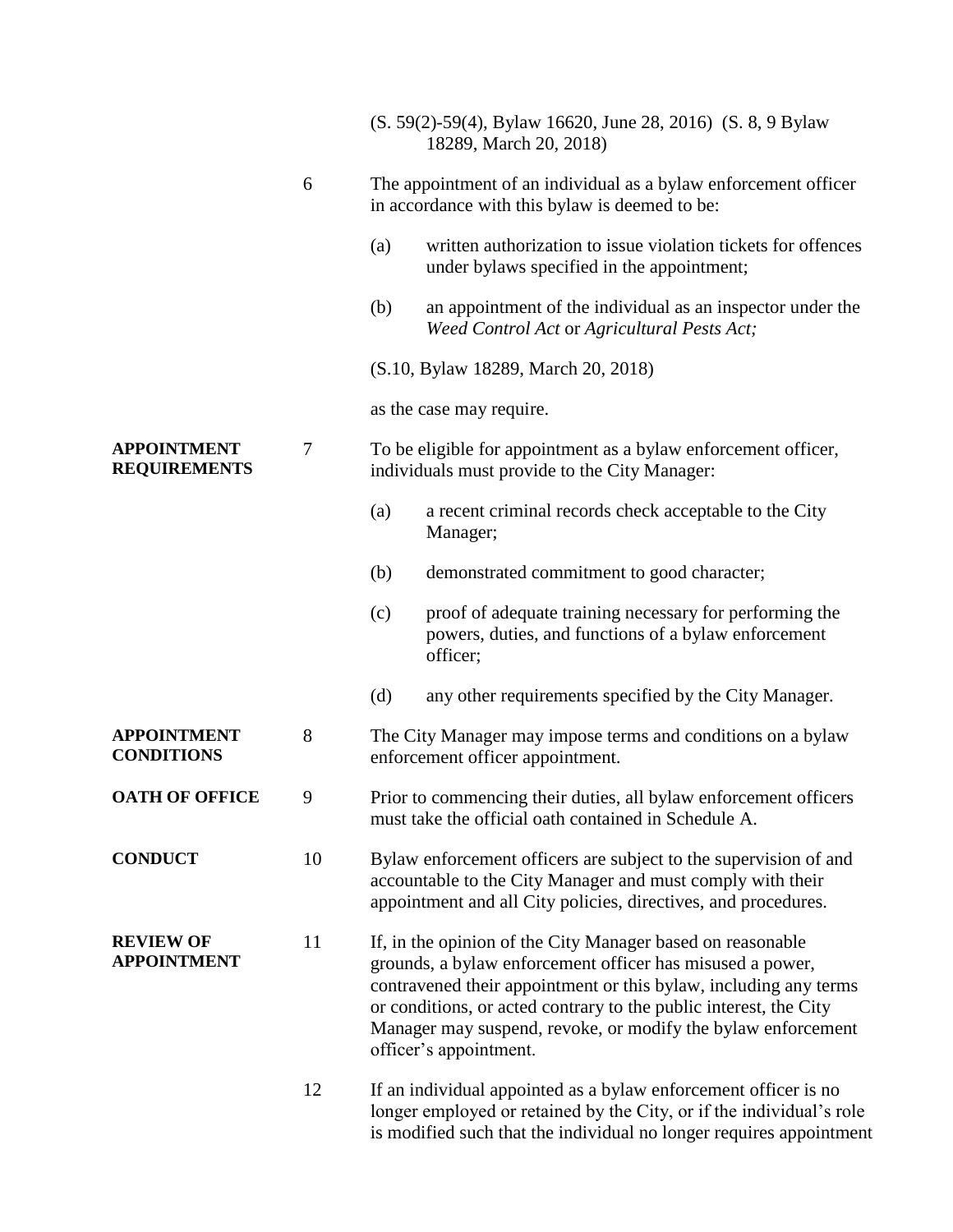(S. 59(2)-59(4), Bylaw 16620, June 28, 2016) (S. 8, 9 Bylaw 18289, March 20, 2018)

6 The appointment of an individual as a bylaw enforcement officer in accordance with this bylaw is deemed to be:

(a) written authorization to issue violation tickets for offences under bylaws specified in the appointment;

(b) an appointment of the individual as an inspector under the *Weed Control Act* or *Agricultural Pests Act;*

(S.10, Bylaw 18289, March 20, 2018)

as the case may require.

**APPOINTMENT REQUIREMENTS**

7 To be eligible for appointment as a bylaw enforcement officer, individuals must provide to the City Manager:

(a) a recent criminal records check acceptable to the City Manager;

(b) demonstrated commitment to good character;

(c) proof of adequate training necessary for performing the powers, duties, and functions of a bylaw enforcement officer;

(d) any other requirements specified by the City Manager.

**APPOINTMENT CONDITIONS**

8 The City Manager may impose terms and conditions on a bylaw enforcement officer appointment.

**OATH OF OFFICE**

9 Prior to commencing their duties, all bylaw enforcement officers must take the official oath contained in Schedule A.

**CONDUCT**

10 Bylaw enforcement officers are subject to the supervision of and accountable to the City Manager and must comply with their appointment and all City policies, directives, and procedures.

**REVIEW OF APPOINTMENT**

11 If, in the opinion of the City Manager based on reasonable grounds, a bylaw enforcement officer has misused a power, contravened their appointment or this bylaw, including any terms or conditions, or acted contrary to the public interest, the City Manager may suspend, revoke, or modify the bylaw enforcement officer's appointment.

12 If an individual appointed as a bylaw enforcement officer is no longer employed or retained by the City, or if the individual's role is modified such that the individual no longer requires appointment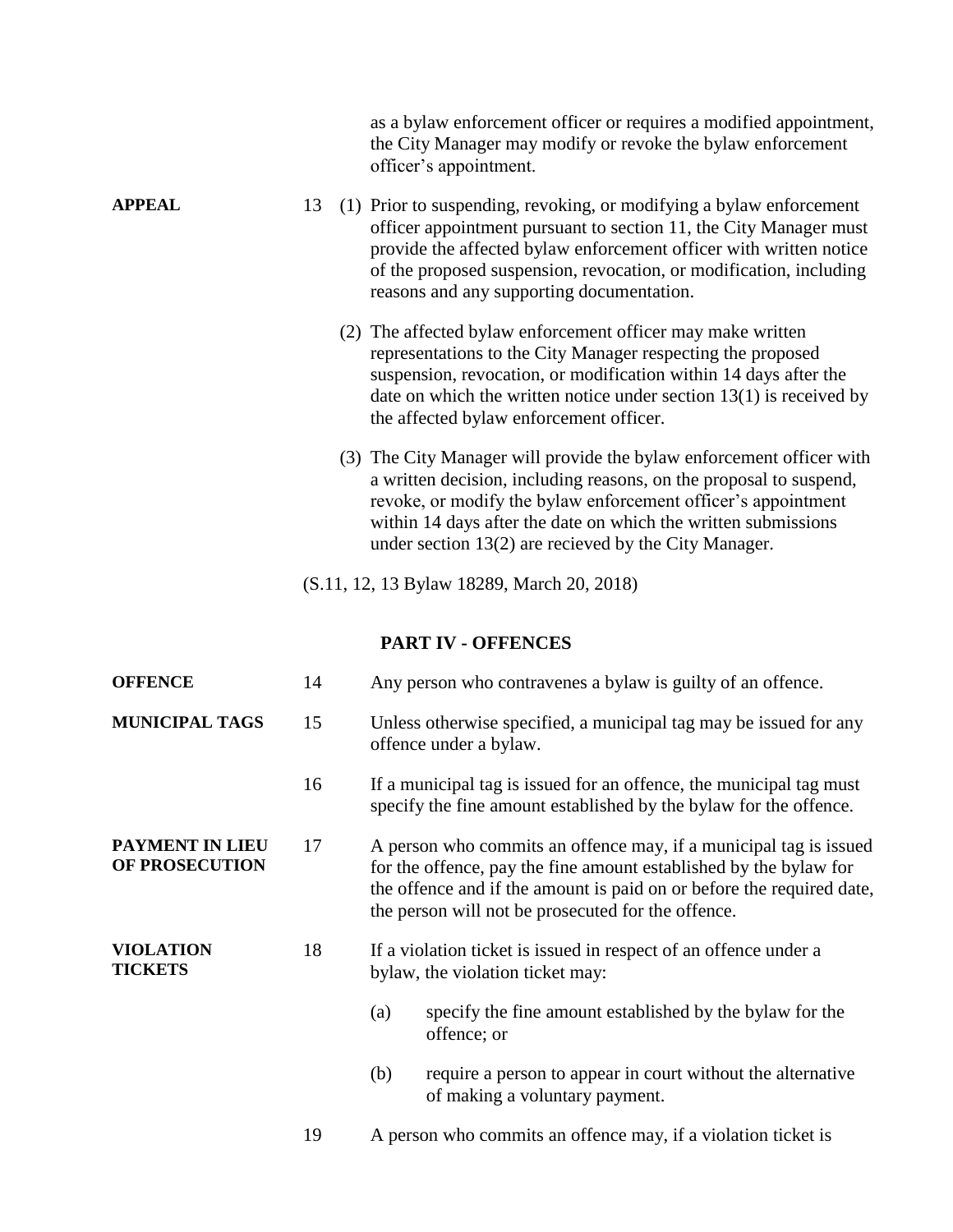as a bylaw enforcement officer or requires a modified appointment, the City Manager may modify or revoke the bylaw enforcement officer's appointment.

**APPEAL**

13 (1) Prior to suspending, revoking, or modifying a bylaw enforcement officer appointment pursuant to section 11, the City Manager must provide the affected bylaw enforcement officer with written notice of the proposed suspension, revocation, or modification, including reasons and any supporting documentation.

(2) The affected bylaw enforcement officer may make written representations to the City Manager respecting the proposed suspension, revocation, or modification within 14 days after the date on which the written notice under section 13(1) is received by the affected bylaw enforcement officer.

(3) The City Manager will provide the bylaw enforcement officer with a written decision, including reasons, on the proposal to suspend, revoke, or modify the bylaw enforcement officer's appointment within 14 days after the date on which the written submissions under section 13(2) are recieved by the City Manager.

(S.11, 12, 13 Bylaw 18289, March 20, 2018)

## PART IV - OFFENCES

**OFFENCE**

14 Any person who contravenes a bylaw is guilty of an offence.

**MUNICIPAL TAGS**

15 Unless otherwise specified, a municipal tag may be issued for any offence under a bylaw.

16 If a municipal tag is issued for an offence, the municipal tag must specify the fine amount established by the bylaw for the offence.

**PAYMENT IN LIEU OF PROSECUTION**

17 A person who commits an offence may, if a municipal tag is issued for the offence, pay the fine amount established by the bylaw for the offence and if the amount is paid on or before the required date, the person will not be prosecuted for the offence.

**VIOLATION TICKETS**

18 If a violation ticket is issued in respect of an offence under a bylaw, the violation ticket may:

(a) specify the fine amount established by the bylaw for the offence; or

(b) require a person to appear in court without the alternative of making a voluntary payment.

19 A person who commits an offence may, if a violation ticket is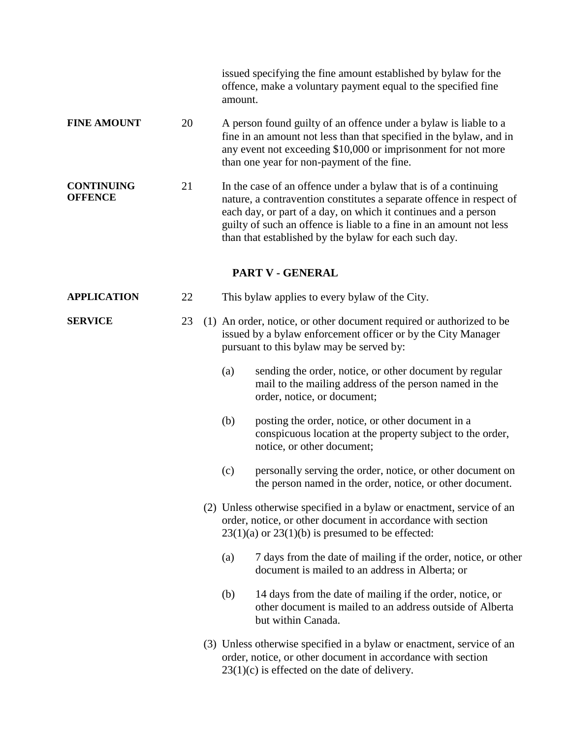issued specifying the fine amount established by bylaw for the offence, make a voluntary payment equal to the specified fine amount.

**FINE AMOUNT**

20 A person found guilty of an offence under a bylaw is liable to a fine in an amount not less than that specified in the bylaw, and in any event not exceeding $10,000 or imprisonment for not more than one year for non-payment of the fine.

**CONTINUING OFFENCE**

21 In the case of an offence under a bylaw that is of a continuing nature, a contravention constitutes a separate offence in respect of each day, or part of a day, on which it continues and a person guilty of such an offence is liable to a fine in an amount not less than that established by the bylaw for each such day.

## PART V - GENERAL

**APPLICATION**

22 This bylaw applies to every bylaw of the City.

**SERVICE**

23 (1) An order, notice, or other document required or authorized to be issued by a bylaw enforcement officer or by the City Manager pursuant to this bylaw may be served by:

(a) sending the order, notice, or other document by regular mail to the mailing address of the person named in the order, notice, or document;

(b) posting the order, notice, or other document in a conspicuous location at the property subject to the order, notice, or other document;

(c) personally serving the order, notice, or other document on the person named in the order, notice, or other document.

(2) Unless otherwise specified in a bylaw or enactment, service of an order, notice, or other document in accordance with section 23(1)(a) or 23(1)(b) is presumed to be effected:

(a) 7 days from the date of mailing if the order, notice, or other document is mailed to an address in Alberta; or

(b) 14 days from the date of mailing if the order, notice, or other document is mailed to an address outside of Alberta but within Canada.

(3) Unless otherwise specified in a bylaw or enactment, service of an order, notice, or other document in accordance with section 23(1)(c) is effected on the date of delivery.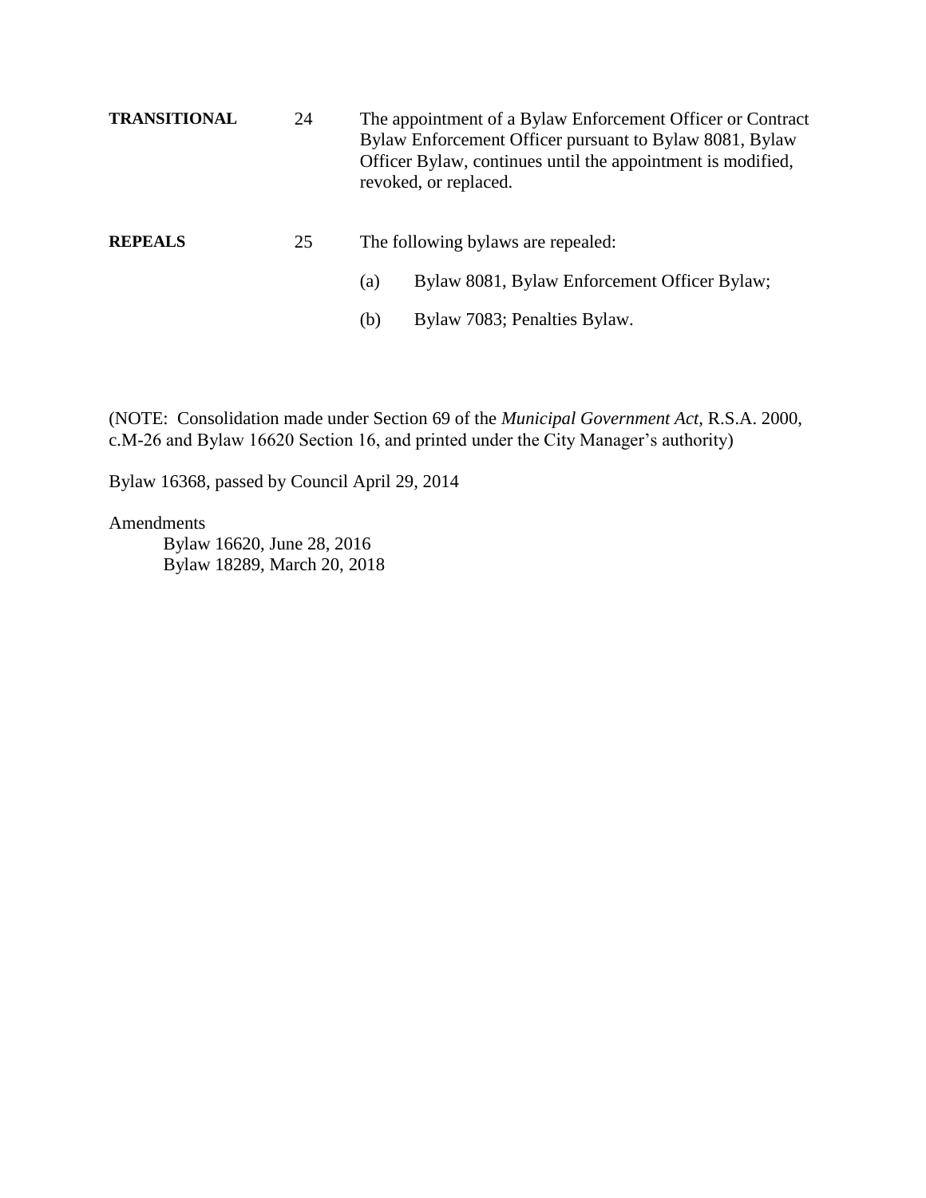**TRANSITIONAL** 24 The appointment of a Bylaw Enforcement Officer or Contract Bylaw Enforcement Officer pursuant to Bylaw 8081, Bylaw Officer Bylaw, continues until the appointment is modified, revoked, or replaced.

**REPEALS** 25 The following bylaws are repealed:

(a) Bylaw 8081, Bylaw Enforcement Officer Bylaw;

(b) Bylaw 7083; Penalties Bylaw.

(NOTE: Consolidation made under Section 69 of the *Municipal Government Act*, R.S.A. 2000, c.M-26 and Bylaw 16620 Section 16, and printed under the City Manager's authority)

Bylaw 16368, passed by Council April 29, 2014

Amendments

Bylaw 16620, June 28, 2016
Bylaw 18289, March 20, 2018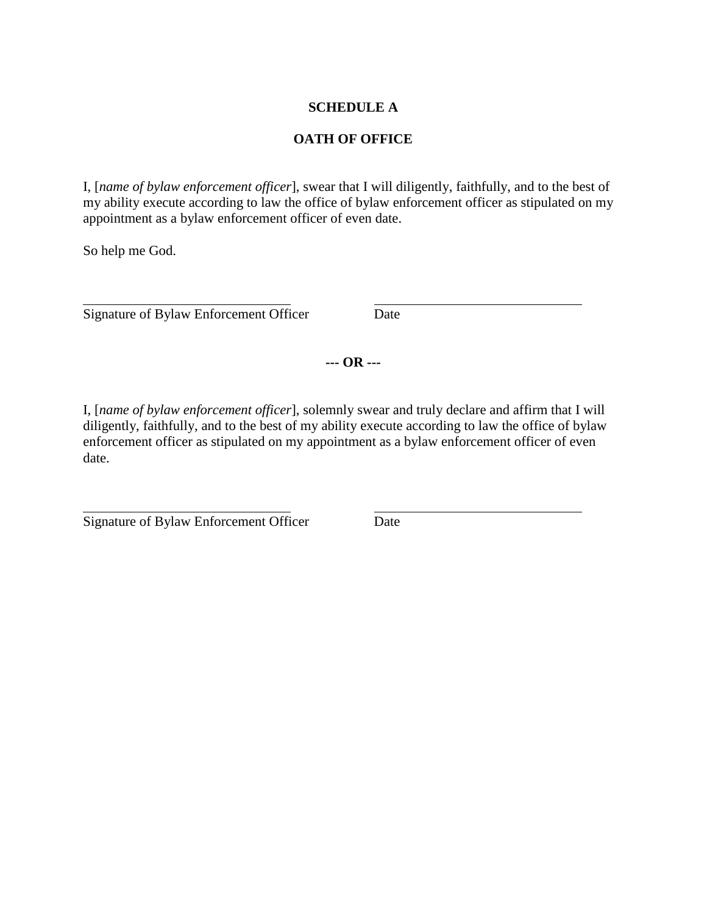**SCHEDULE A**

**OATH OF OFFICE**

I, [*name of bylaw enforcement officer*], swear that I will diligently, faithfully, and to the best of my ability execute according to law the office of bylaw enforcement officer as stipulated on my appointment as a bylaw enforcement officer of even date.

So help me God.

| | |
|---|---|
| \_\_\_\_\_\_\_\_\_\_\_\_\_\_\_\_\_\_\_\_\_\_\_\_\_\_\_\_\_\_ | \_\_\_\_\_\_\_\_\_\_\_\_\_\_\_\_\_\_\_\_\_\_\_\_\_\_\_\_\_\_ |
| Signature of Bylaw Enforcement Officer | Date |

**--- OR ---**

I, [*name of bylaw enforcement officer*], solemnly swear and truly declare and affirm that I will diligently, faithfully, and to the best of my ability execute according to law the office of bylaw enforcement officer as stipulated on my appointment as a bylaw enforcement officer of even date.

| | |
|---|---|
| \_\_\_\_\_\_\_\_\_\_\_\_\_\_\_\_\_\_\_\_\_\_\_\_\_\_\_\_\_\_ | \_\_\_\_\_\_\_\_\_\_\_\_\_\_\_\_\_\_\_\_\_\_\_\_\_\_\_\_\_\_ |
| Signature of Bylaw Enforcement Officer | Date |